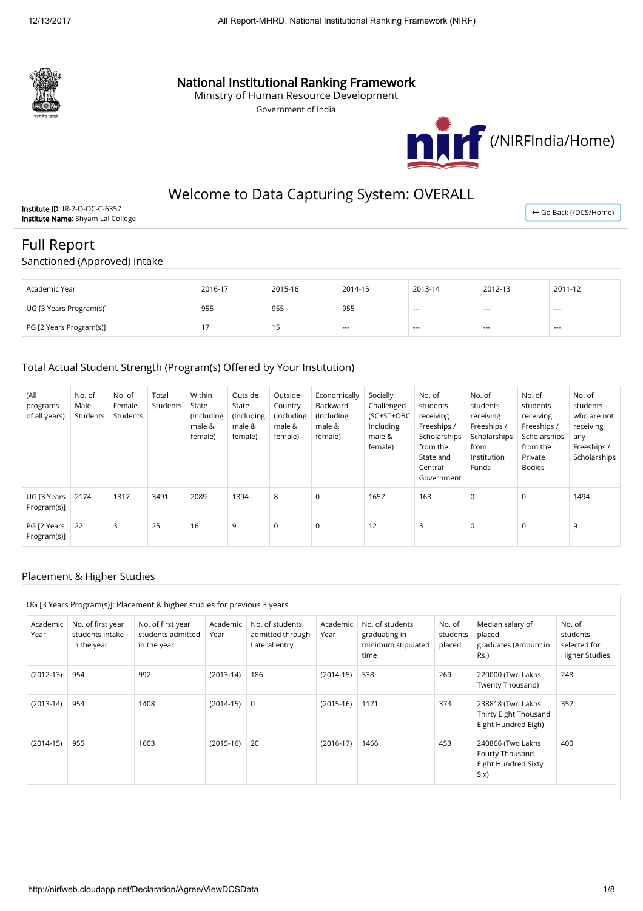# National Institutional Ranking Framework

Ministry of Human Resource Development

Government of India

(/NIRFIndia/Home)

## Welcome to Data Capturing System: OVERALL

**Institute ID**: IR-2-O-OC-C-6357
**Institute Name**: Shyam Lal College

← Go Back (/DCS/Home)

## Full Report

### Sanctioned (Approved) Intake

| Academic Year | 2016-17 | 2015-16 | 2014-15 | 2013-14 | 2012-13 | 2011-12 |
|---|---|---|---|---|---|---|
| UG [3 Years Program(s)] | 955 | 955 | 955 | --- | --- | --- |
| PG [2 Years Program(s)] | 17 | 15 | --- | --- | --- | --- |

### Total Actual Student Strength (Program(s) Offered by Your Institution)

| (All programs of all years) | No. of Male Students | No. of Female Students | Total Students | Within State (Including male & female) | Outside State (Including male & female) | Outside Country (Including male & female) | Economically Backward (Including male & female) | Socially Challenged (SC+ST+OBC Including male & female) | No. of students receiving Freeships / Scholarships from the State and Central Government | No. of students receiving Freeships / Scholarships from Institution Funds | No. of students receiving Freeships / Scholarships from the Private Bodies | No. of students who are not receiving any Freeships / Scholarships |
|---|---|---|---|---|---|---|---|---|---|---|---|---|
| UG [3 Years Program(s)] | 2174 | 1317 | 3491 | 2089 | 1394 | 8 | 0 | 1657 | 163 | 0 | 0 | 1494 |
| PG [2 Years Program(s)] | 22 | 3 | 25 | 16 | 9 | 0 | 0 | 12 | 3 | 0 | 0 | 9 |

### Placement & Higher Studies

UG [3 Years Program(s)]: Placement & higher studies for previous 3 years

| Academic Year | No. of first year students intake in the year | No. of first year students admitted in the year | Academic Year | No. of students admitted through Lateral entry | Academic Year | No. of students graduating in minimum stipulated time | No. of students placed | Median salary of placed graduates (Amount in Rs.) | No. of students selected for Higher Studies |
|---|---|---|---|---|---|---|---|---|---|
| (2012-13) | 954 | 992 | (2013-14) | 186 | (2014-15) | 538 | 269 | 220000 (Two Lakhs Twenty Thousand) | 248 |
| (2013-14) | 954 | 1408 | (2014-15) | 0 | (2015-16) | 1171 | 374 | 238818 (Two Lakhs Thirty Eight Thousand Eight Hundred Eigh) | 352 |
| (2014-15) | 955 | 1603 | (2015-16) | 20 | (2016-17) | 1466 | 453 | 240866 (Two Lakhs Fourty Thousand Eight Hundred Sixty Six) | 400 |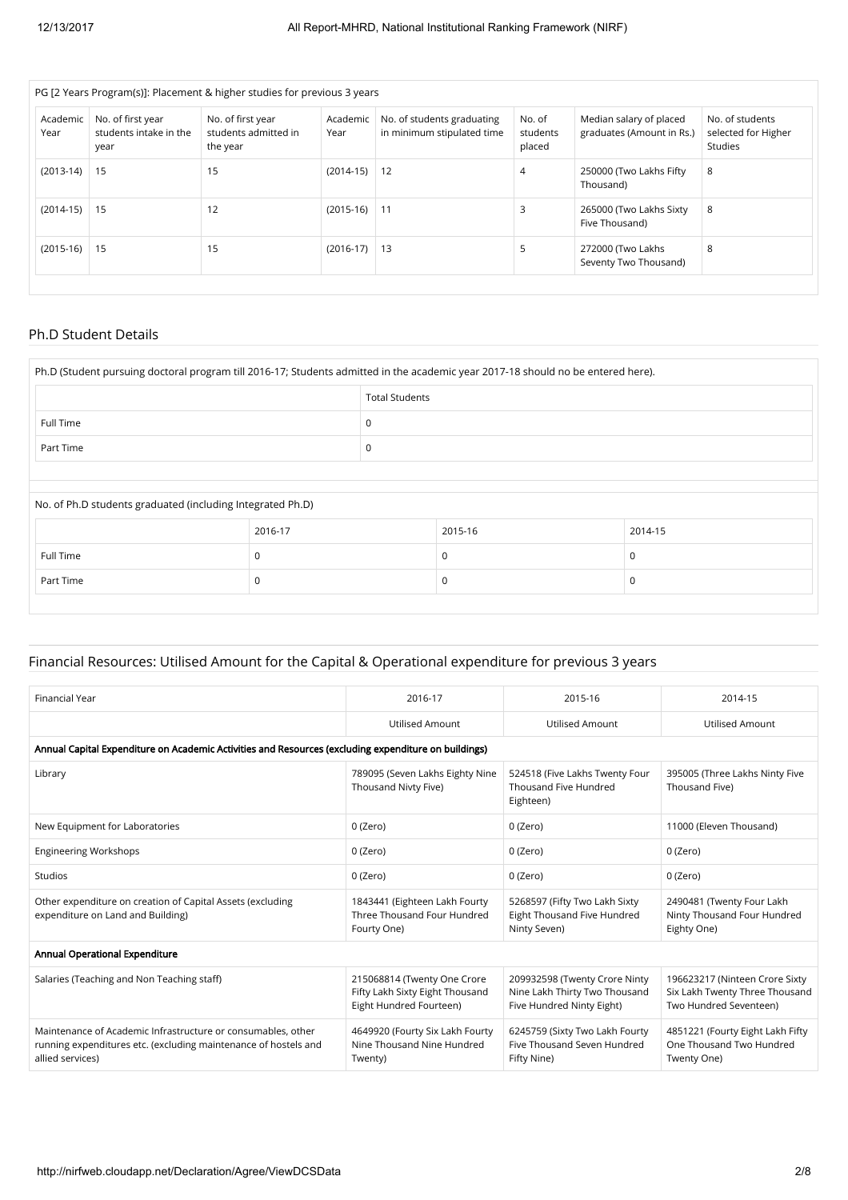| PG [2 Years Program(s)]: Placement & higher studies for previous 3 years | | | | | | | |
|---|---|---|---|---|---|---|---|
| Academic Year | No. of first year students intake in the year | No. of first year students admitted in the year | Academic Year | No. of students graduating in minimum stipulated time | No. of students placed | Median salary of placed graduates (Amount in Rs.) | No. of students selected for Higher Studies |
| (2013-14) | 15 | 15 | (2014-15) | 12 | 4 | 250000 (Two Lakhs Fifty Thousand) | 8 |
| (2014-15) | 15 | 12 | (2015-16) | 11 | 3 | 265000 (Two Lakhs Sixty Five Thousand) | 8 |
| (2015-16) | 15 | 15 | (2016-17) | 13 | 5 | 272000 (Two Lakhs Seventy Two Thousand) | 8 |

## Ph.D Student Details

| Ph.D (Student pursuing doctoral program till 2016-17; Students admitted in the academic year 2017-18 should no be entered here). | |
|---|---|
| | Total Students |
| Full Time | 0 |
| Part Time | 0 |

| No. of Ph.D students graduated (including Integrated Ph.D) | | | |
|---|---|---|---|
| | 2016-17 | 2015-16 | 2014-15 |
| Full Time | 0 | 0 | 0 |
| Part Time | 0 | 0 | 0 |

## Financial Resources: Utilised Amount for the Capital & Operational expenditure for previous 3 years

| Financial Year | 2016-17 | 2015-16 | 2014-15 |
|---|---|---|---|
| | Utilised Amount | Utilised Amount | Utilised Amount |
| **Annual Capital Expenditure on Academic Activities and Resources (excluding expenditure on buildings)** | | | |
| Library | 789095 (Seven Lakhs Eighty Nine Thousand Nivty Five) | 524518 (Five Lakhs Twenty Four Thousand Five Hundred Eighteen) | 395005 (Three Lakhs Ninty Five Thousand Five) |
| New Equipment for Laboratories | 0 (Zero) | 0 (Zero) | 11000 (Eleven Thousand) |
| Engineering Workshops | 0 (Zero) | 0 (Zero) | 0 (Zero) |
| Studios | 0 (Zero) | 0 (Zero) | 0 (Zero) |
| Other expenditure on creation of Capital Assets (excluding expenditure on Land and Building) | 1843441 (Eighteen Lakh Fourty Three Thousand Four Hundred Fourty One) | 5268597 (Fifty Two Lakh Sixty Eight Thousand Five Hundred Ninty Seven) | 2490481 (Twenty Four Lakh Ninty Thousand Four Hundred Eighty One) |
| **Annual Operational Expenditure** | | | |
| Salaries (Teaching and Non Teaching staff) | 215068814 (Twenty One Crore Fifty Lakh Sixty Eight Thousand Eight Hundred Fourteen) | 209932598 (Twenty Crore Ninty Nine Lakh Thirty Two Thousand Five Hundred Ninty Eight) | 196623217 (Ninteen Crore Sixty Six Lakh Twenty Three Thousand Two Hundred Seventeen) |
| Maintenance of Academic Infrastructure or consumables, other running expenditures etc. (excluding maintenance of hostels and allied services) | 4649920 (Fourty Six Lakh Fourty Nine Thousand Nine Hundred Twenty) | 6245759 (Sixty Two Lakh Fourty Five Thousand Seven Hundred Fifty Nine) | 4851221 (Fourty Eight Lakh Fifty One Thousand Two Hundred Twenty One) |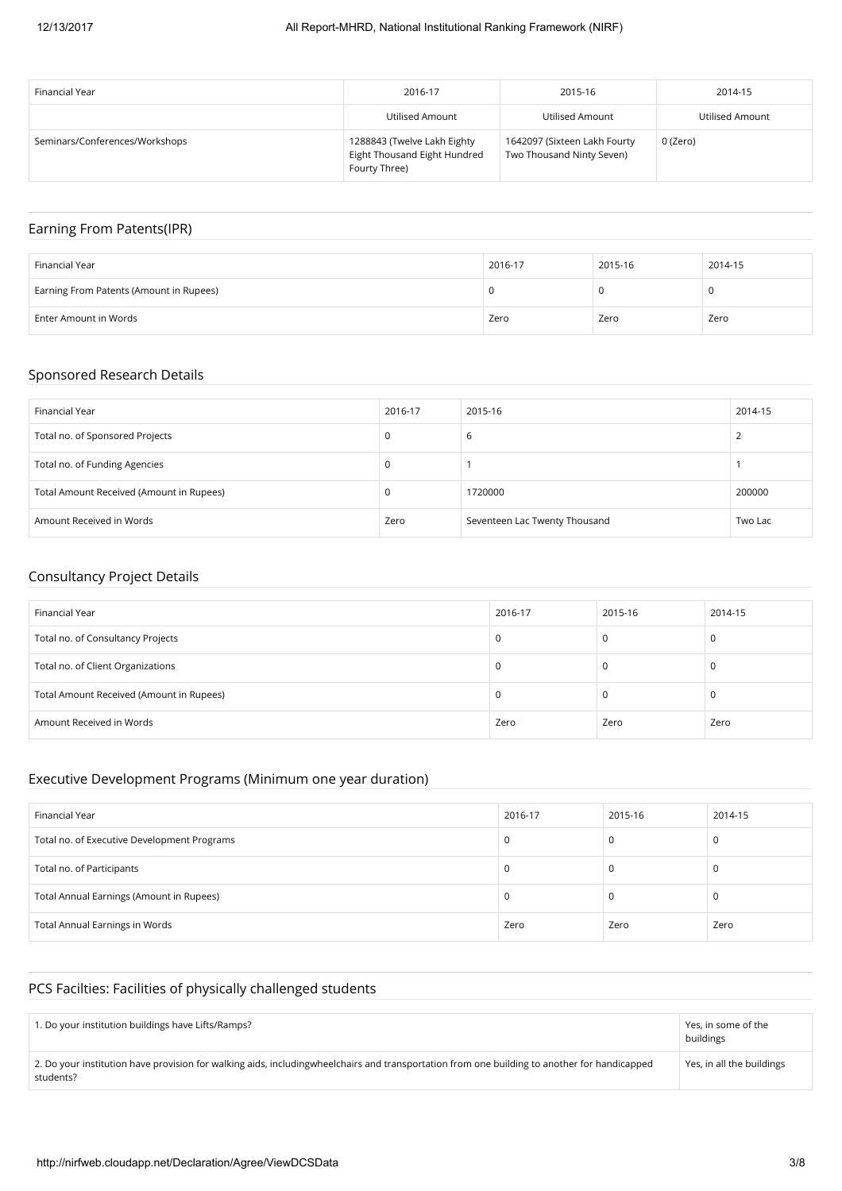| Financial Year | 2016-17 | 2015-16 | 2014-15 |
| --- | --- | --- | --- |
| | Utilised Amount | Utilised Amount | Utilised Amount |
| Seminars/Conferences/Workshops | 1288843 (Twelve Lakh Eighty Eight Thousand Eight Hundred Fourty Three) | 1642097 (Sixteen Lakh Fourty Two Thousand Ninty Seven) | 0 (Zero) |

## Earning From Patents(IPR)

| Financial Year | 2016-17 | 2015-16 | 2014-15 |
| --- | --- | --- | --- |
| Earning From Patents (Amount in Rupees) | 0 | 0 | 0 |
| Enter Amount in Words | Zero | Zero | Zero |

## Sponsored Research Details

| Financial Year | 2016-17 | 2015-16 | 2014-15 |
| --- | --- | --- | --- |
| Total no. of Sponsored Projects | 0 | 6 | 2 |
| Total no. of Funding Agencies | 0 | 1 | 1 |
| Total Amount Received (Amount in Rupees) | 0 | 1720000 | 200000 |
| Amount Received in Words | Zero | Seventeen Lac Twenty Thousand | Two Lac |

## Consultancy Project Details

| Financial Year | 2016-17 | 2015-16 | 2014-15 |
| --- | --- | --- | --- |
| Total no. of Consultancy Projects | 0 | 0 | 0 |
| Total no. of Client Organizations | 0 | 0 | 0 |
| Total Amount Received (Amount in Rupees) | 0 | 0 | 0 |
| Amount Received in Words | Zero | Zero | Zero |

## Executive Development Programs (Minimum one year duration)

| Financial Year | 2016-17 | 2015-16 | 2014-15 |
| --- | --- | --- | --- |
| Total no. of Executive Development Programs | 0 | 0 | 0 |
| Total no. of Participants | 0 | 0 | 0 |
| Total Annual Earnings (Amount in Rupees) | 0 | 0 | 0 |
| Total Annual Earnings in Words | Zero | Zero | Zero |

## PCS Facilties: Facilities of physically challenged students

| | |
| --- | --- |
| 1. Do your institution buildings have Lifts/Ramps? | Yes, in some of the buildings |
| 2. Do your institution have provision for walking aids, includingwheelchairs and transportation from one building to another for handicapped students? | Yes, in all the buildings |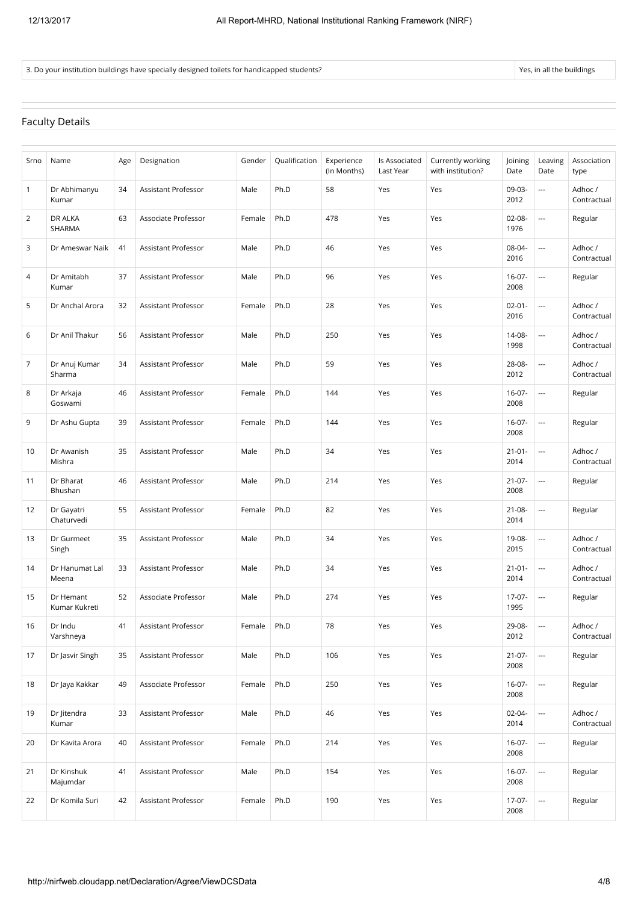| 3. Do your institution buildings have specially designed toilets for handicapped students? | Yes, in all the buildings |
|---|---|

## Faculty Details

| Srno | Name | Age | Designation | Gender | Qualification | Experience (In Months) | Is Associated Last Year | Currently working with institution? | Joining Date | Leaving Date | Association type |
|---|---|---|---|---|---|---|---|---|---|---|---|
| 1 | Dr Abhimanyu Kumar | 34 | Assistant Professor | Male | Ph.D | 58 | Yes | Yes | 09-03-2012 | --- | Adhoc / Contractual |
| 2 | DR ALKA SHARMA | 63 | Associate Professor | Female | Ph.D | 478 | Yes | Yes | 02-08-1976 | --- | Regular |
| 3 | Dr Ameswar Naik | 41 | Assistant Professor | Male | Ph.D | 46 | Yes | Yes | 08-04-2016 | --- | Adhoc / Contractual |
| 4 | Dr Amitabh Kumar | 37 | Assistant Professor | Male | Ph.D | 96 | Yes | Yes | 16-07-2008 | --- | Regular |
| 5 | Dr Anchal Arora | 32 | Assistant Professor | Female | Ph.D | 28 | Yes | Yes | 02-01-2016 | --- | Adhoc / Contractual |
| 6 | Dr Anil Thakur | 56 | Assistant Professor | Male | Ph.D | 250 | Yes | Yes | 14-08-1998 | --- | Adhoc / Contractual |
| 7 | Dr Anuj Kumar Sharma | 34 | Assistant Professor | Male | Ph.D | 59 | Yes | Yes | 28-08-2012 | --- | Adhoc / Contractual |
| 8 | Dr Arkaja Goswami | 46 | Assistant Professor | Female | Ph.D | 144 | Yes | Yes | 16-07-2008 | --- | Regular |
| 9 | Dr Ashu Gupta | 39 | Assistant Professor | Female | Ph.D | 144 | Yes | Yes | 16-07-2008 | --- | Regular |
| 10 | Dr Awanish Mishra | 35 | Assistant Professor | Male | Ph.D | 34 | Yes | Yes | 21-01-2014 | --- | Adhoc / Contractual |
| 11 | Dr Bharat Bhushan | 46 | Assistant Professor | Male | Ph.D | 214 | Yes | Yes | 21-07-2008 | --- | Regular |
| 12 | Dr Gayatri Chaturvedi | 55 | Assistant Professor | Female | Ph.D | 82 | Yes | Yes | 21-08-2014 | --- | Regular |
| 13 | Dr Gurmeet Singh | 35 | Assistant Professor | Male | Ph.D | 34 | Yes | Yes | 19-08-2015 | --- | Adhoc / Contractual |
| 14 | Dr Hanumat Lal Meena | 33 | Assistant Professor | Male | Ph.D | 34 | Yes | Yes | 21-01-2014 | --- | Adhoc / Contractual |
| 15 | Dr Hemant Kumar Kukreti | 52 | Associate Professor | Male | Ph.D | 274 | Yes | Yes | 17-07-1995 | --- | Regular |
| 16 | Dr Indu Varshneya | 41 | Assistant Professor | Female | Ph.D | 78 | Yes | Yes | 29-08-2012 | --- | Adhoc / Contractual |
| 17 | Dr Jasvir Singh | 35 | Assistant Professor | Male | Ph.D | 106 | Yes | Yes | 21-07-2008 | --- | Regular |
| 18 | Dr Jaya Kakkar | 49 | Associate Professor | Female | Ph.D | 250 | Yes | Yes | 16-07-2008 | --- | Regular |
| 19 | Dr Jitendra Kumar | 33 | Assistant Professor | Male | Ph.D | 46 | Yes | Yes | 02-04-2014 | --- | Adhoc / Contractual |
| 20 | Dr Kavita Arora | 40 | Assistant Professor | Female | Ph.D | 214 | Yes | Yes | 16-07-2008 | --- | Regular |
| 21 | Dr Kinshuk Majumdar | 41 | Assistant Professor | Male | Ph.D | 154 | Yes | Yes | 16-07-2008 | --- | Regular |
| 22 | Dr Komila Suri | 42 | Assistant Professor | Female | Ph.D | 190 | Yes | Yes | 17-07-2008 | --- | Regular |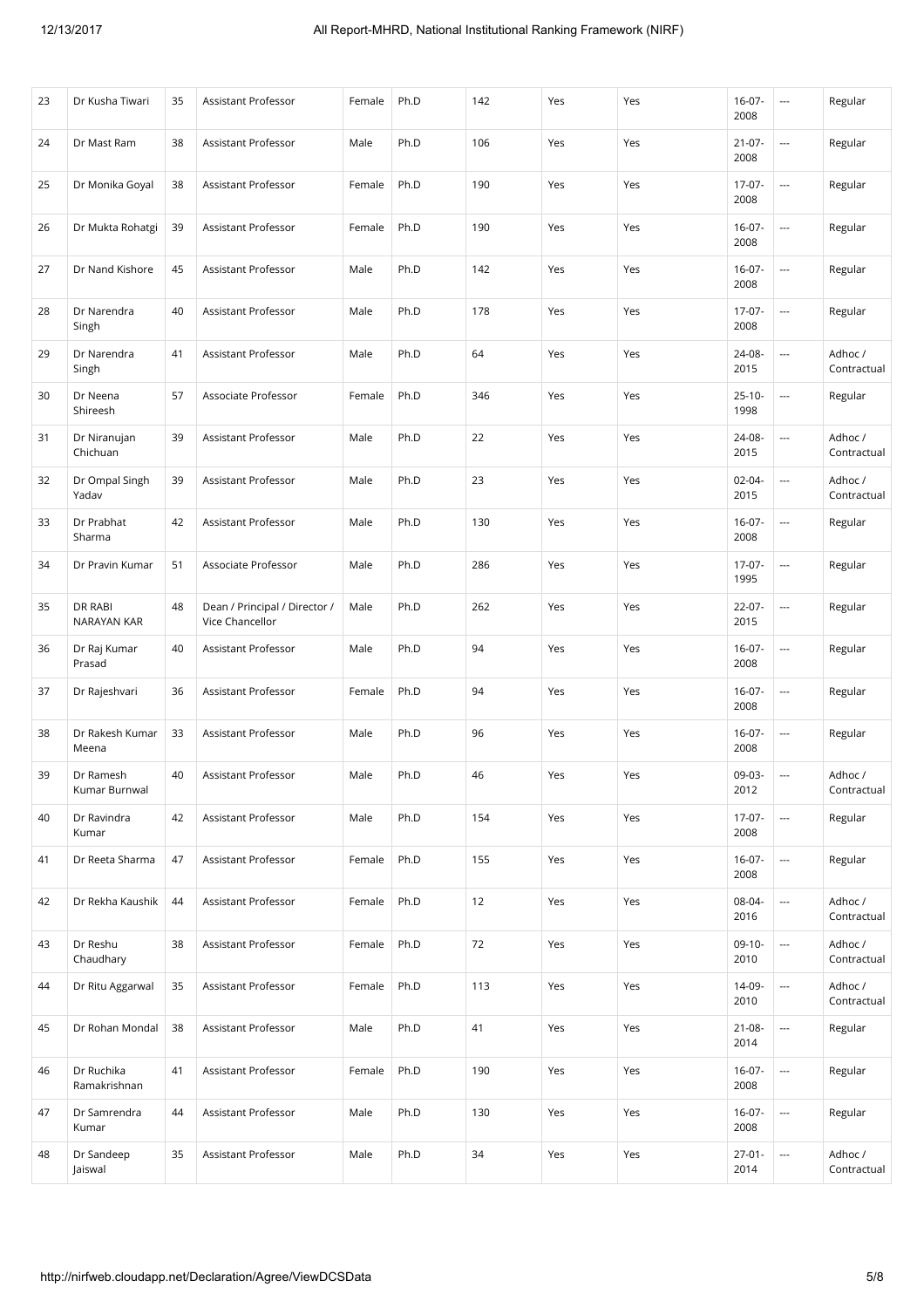| 23 | Dr Kusha Tiwari | 35 | Assistant Professor | Female | Ph.D | 142 | Yes | Yes | 16-07-2008 | --- | Regular |
|---|---|---|---|---|---|---|---|---|---|---|---|
| 24 | Dr Mast Ram | 38 | Assistant Professor | Male | Ph.D | 106 | Yes | Yes | 21-07-2008 | --- | Regular |
| 25 | Dr Monika Goyal | 38 | Assistant Professor | Female | Ph.D | 190 | Yes | Yes | 17-07-2008 | --- | Regular |
| 26 | Dr Mukta Rohatgi | 39 | Assistant Professor | Female | Ph.D | 190 | Yes | Yes | 16-07-2008 | --- | Regular |
| 27 | Dr Nand Kishore | 45 | Assistant Professor | Male | Ph.D | 142 | Yes | Yes | 16-07-2008 | --- | Regular |
| 28 | Dr Narendra Singh | 40 | Assistant Professor | Male | Ph.D | 178 | Yes | Yes | 17-07-2008 | --- | Regular |
| 29 | Dr Narendra Singh | 41 | Assistant Professor | Male | Ph.D | 64 | Yes | Yes | 24-08-2015 | --- | Adhoc / Contractual |
| 30 | Dr Neena Shireesh | 57 | Associate Professor | Female | Ph.D | 346 | Yes | Yes | 25-10-1998 | --- | Regular |
| 31 | Dr Niranujan Chichuan | 39 | Assistant Professor | Male | Ph.D | 22 | Yes | Yes | 24-08-2015 | --- | Adhoc / Contractual |
| 32 | Dr Ompal Singh Yadav | 39 | Assistant Professor | Male | Ph.D | 23 | Yes | Yes | 02-04-2015 | --- | Adhoc / Contractual |
| 33 | Dr Prabhat Sharma | 42 | Assistant Professor | Male | Ph.D | 130 | Yes | Yes | 16-07-2008 | --- | Regular |
| 34 | Dr Pravin Kumar | 51 | Associate Professor | Male | Ph.D | 286 | Yes | Yes | 17-07-1995 | --- | Regular |
| 35 | DR RABI NARAYAN KAR | 48 | Dean / Principal / Director / Vice Chancellor | Male | Ph.D | 262 | Yes | Yes | 22-07-2015 | --- | Regular |
| 36 | Dr Raj Kumar Prasad | 40 | Assistant Professor | Male | Ph.D | 94 | Yes | Yes | 16-07-2008 | --- | Regular |
| 37 | Dr Rajeshvari | 36 | Assistant Professor | Female | Ph.D | 94 | Yes | Yes | 16-07-2008 | --- | Regular |
| 38 | Dr Rakesh Kumar Meena | 33 | Assistant Professor | Male | Ph.D | 96 | Yes | Yes | 16-07-2008 | --- | Regular |
| 39 | Dr Ramesh Kumar Burnwal | 40 | Assistant Professor | Male | Ph.D | 46 | Yes | Yes | 09-03-2012 | --- | Adhoc / Contractual |
| 40 | Dr Ravindra Kumar | 42 | Assistant Professor | Male | Ph.D | 154 | Yes | Yes | 17-07-2008 | --- | Regular |
| 41 | Dr Reeta Sharma | 47 | Assistant Professor | Female | Ph.D | 155 | Yes | Yes | 16-07-2008 | --- | Regular |
| 42 | Dr Rekha Kaushik | 44 | Assistant Professor | Female | Ph.D | 12 | Yes | Yes | 08-04-2016 | --- | Adhoc / Contractual |
| 43 | Dr Reshu Chaudhary | 38 | Assistant Professor | Female | Ph.D | 72 | Yes | Yes | 09-10-2010 | --- | Adhoc / Contractual |
| 44 | Dr Ritu Aggarwal | 35 | Assistant Professor | Female | Ph.D | 113 | Yes | Yes | 14-09-2010 | --- | Adhoc / Contractual |
| 45 | Dr Rohan Mondal | 38 | Assistant Professor | Male | Ph.D | 41 | Yes | Yes | 21-08-2014 | --- | Regular |
| 46 | Dr Ruchika Ramakrishnan | 41 | Assistant Professor | Female | Ph.D | 190 | Yes | Yes | 16-07-2008 | --- | Regular |
| 47 | Dr Samrendra Kumar | 44 | Assistant Professor | Male | Ph.D | 130 | Yes | Yes | 16-07-2008 | --- | Regular |
| 48 | Dr Sandeep Jaiswal | 35 | Assistant Professor | Male | Ph.D | 34 | Yes | Yes | 27-01-2014 | --- | Adhoc / Contractual |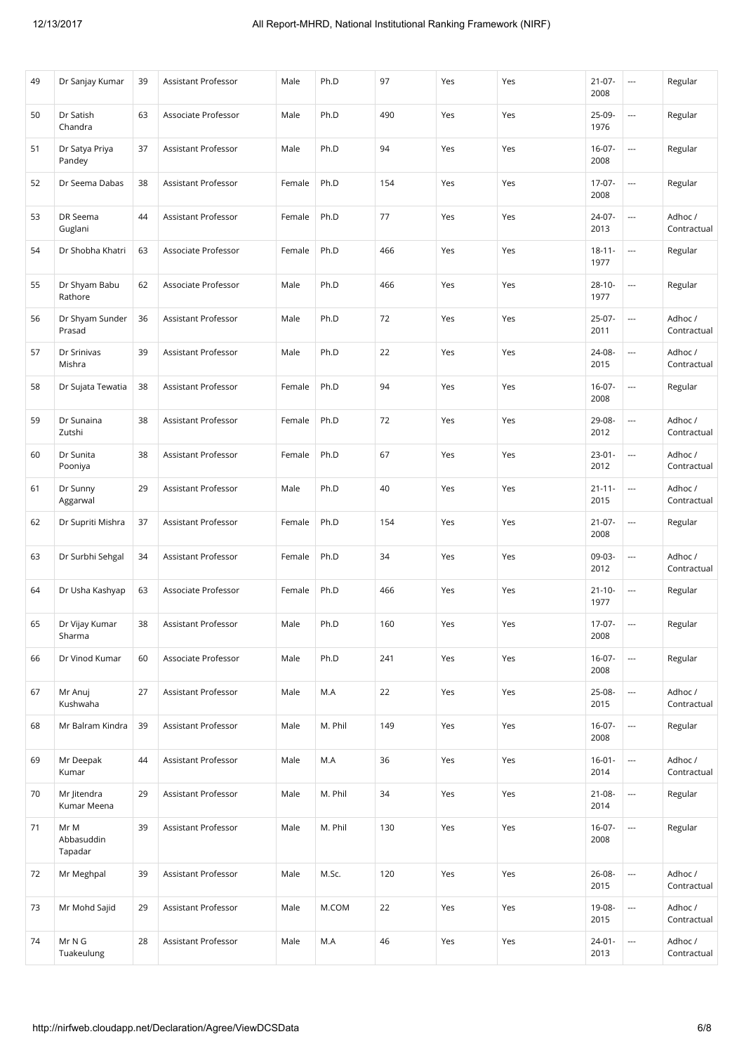| 49 | Dr Sanjay Kumar | 39 | Assistant Professor | Male | Ph.D | 97 | Yes | Yes | 21-07-2008 | --- | Regular |
|---|---|---|---|---|---|---|---|---|---|---|---|
| 50 | Dr Satish Chandra | 63 | Associate Professor | Male | Ph.D | 490 | Yes | Yes | 25-09-1976 | --- | Regular |
| 51 | Dr Satya Priya Pandey | 37 | Assistant Professor | Male | Ph.D | 94 | Yes | Yes | 16-07-2008 | --- | Regular |
| 52 | Dr Seema Dabas | 38 | Assistant Professor | Female | Ph.D | 154 | Yes | Yes | 17-07-2008 | --- | Regular |
| 53 | DR Seema Guglani | 44 | Assistant Professor | Female | Ph.D | 77 | Yes | Yes | 24-07-2013 | --- | Adhoc / Contractual |
| 54 | Dr Shobha Khatri | 63 | Associate Professor | Female | Ph.D | 466 | Yes | Yes | 18-11-1977 | --- | Regular |
| 55 | Dr Shyam Babu Rathore | 62 | Associate Professor | Male | Ph.D | 466 | Yes | Yes | 28-10-1977 | --- | Regular |
| 56 | Dr Shyam Sunder Prasad | 36 | Assistant Professor | Male | Ph.D | 72 | Yes | Yes | 25-07-2011 | --- | Adhoc / Contractual |
| 57 | Dr Srinivas Mishra | 39 | Assistant Professor | Male | Ph.D | 22 | Yes | Yes | 24-08-2015 | --- | Adhoc / Contractual |
| 58 | Dr Sujata Tewatia | 38 | Assistant Professor | Female | Ph.D | 94 | Yes | Yes | 16-07-2008 | --- | Regular |
| 59 | Dr Sunaina Zutshi | 38 | Assistant Professor | Female | Ph.D | 72 | Yes | Yes | 29-08-2012 | --- | Adhoc / Contractual |
| 60 | Dr Sunita Pooniya | 38 | Assistant Professor | Female | Ph.D | 67 | Yes | Yes | 23-01-2012 | --- | Adhoc / Contractual |
| 61 | Dr Sunny Aggarwal | 29 | Assistant Professor | Male | Ph.D | 40 | Yes | Yes | 21-11-2015 | --- | Adhoc / Contractual |
| 62 | Dr Supriti Mishra | 37 | Assistant Professor | Female | Ph.D | 154 | Yes | Yes | 21-07-2008 | --- | Regular |
| 63 | Dr Surbhi Sehgal | 34 | Assistant Professor | Female | Ph.D | 34 | Yes | Yes | 09-03-2012 | --- | Adhoc / Contractual |
| 64 | Dr Usha Kashyap | 63 | Associate Professor | Female | Ph.D | 466 | Yes | Yes | 21-10-1977 | --- | Regular |
| 65 | Dr Vijay Kumar Sharma | 38 | Assistant Professor | Male | Ph.D | 160 | Yes | Yes | 17-07-2008 | --- | Regular |
| 66 | Dr Vinod Kumar | 60 | Associate Professor | Male | Ph.D | 241 | Yes | Yes | 16-07-2008 | --- | Regular |
| 67 | Mr Anuj Kushwaha | 27 | Assistant Professor | Male | M.A | 22 | Yes | Yes | 25-08-2015 | --- | Adhoc / Contractual |
| 68 | Mr Balram Kindra | 39 | Assistant Professor | Male | M. Phil | 149 | Yes | Yes | 16-07-2008 | --- | Regular |
| 69 | Mr Deepak Kumar | 44 | Assistant Professor | Male | M.A | 36 | Yes | Yes | 16-01-2014 | --- | Adhoc / Contractual |
| 70 | Mr Jitendra Kumar Meena | 29 | Assistant Professor | Male | M. Phil | 34 | Yes | Yes | 21-08-2014 | --- | Regular |
| 71 | Mr M Abbasuddin Tapadar | 39 | Assistant Professor | Male | M. Phil | 130 | Yes | Yes | 16-07-2008 | --- | Regular |
| 72 | Mr Meghpal | 39 | Assistant Professor | Male | M.Sc. | 120 | Yes | Yes | 26-08-2015 | --- | Adhoc / Contractual |
| 73 | Mr Mohd Sajid | 29 | Assistant Professor | Male | M.COM | 22 | Yes | Yes | 19-08-2015 | --- | Adhoc / Contractual |
| 74 | Mr N G Tuakeulung | 28 | Assistant Professor | Male | M.A | 46 | Yes | Yes | 24-01-2013 | --- | Adhoc / Contractual |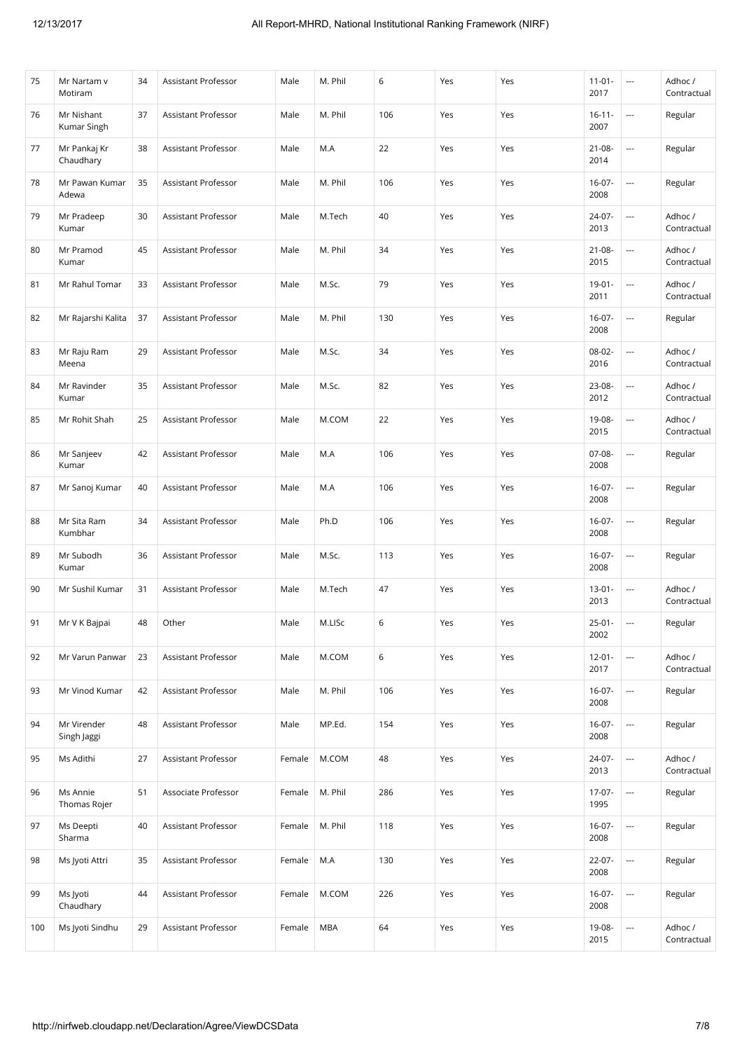| 75 | Mr Nartam v Motiram | 34 | Assistant Professor | Male | M. Phil | 6 | Yes | Yes | 11-01-2017 | --- | Adhoc / Contractual |
|---|---|---|---|---|---|---|---|---|---|---|---|
| 76 | Mr Nishant Kumar Singh | 37 | Assistant Professor | Male | M. Phil | 106 | Yes | Yes | 16-11-2007 | --- | Regular |
| 77 | Mr Pankaj Kr Chaudhary | 38 | Assistant Professor | Male | M.A | 22 | Yes | Yes | 21-08-2014 | --- | Regular |
| 78 | Mr Pawan Kumar Adewa | 35 | Assistant Professor | Male | M. Phil | 106 | Yes | Yes | 16-07-2008 | --- | Regular |
| 79 | Mr Pradeep Kumar | 30 | Assistant Professor | Male | M.Tech | 40 | Yes | Yes | 24-07-2013 | --- | Adhoc / Contractual |
| 80 | Mr Pramod Kumar | 45 | Assistant Professor | Male | M. Phil | 34 | Yes | Yes | 21-08-2015 | --- | Adhoc / Contractual |
| 81 | Mr Rahul Tomar | 33 | Assistant Professor | Male | M.Sc. | 79 | Yes | Yes | 19-01-2011 | --- | Adhoc / Contractual |
| 82 | Mr Rajarshi Kalita | 37 | Assistant Professor | Male | M. Phil | 130 | Yes | Yes | 16-07-2008 | --- | Regular |
| 83 | Mr Raju Ram Meena | 29 | Assistant Professor | Male | M.Sc. | 34 | Yes | Yes | 08-02-2016 | --- | Adhoc / Contractual |
| 84 | Mr Ravinder Kumar | 35 | Assistant Professor | Male | M.Sc. | 82 | Yes | Yes | 23-08-2012 | --- | Adhoc / Contractual |
| 85 | Mr Rohit Shah | 25 | Assistant Professor | Male | M.COM | 22 | Yes | Yes | 19-08-2015 | --- | Adhoc / Contractual |
| 86 | Mr Sanjeev Kumar | 42 | Assistant Professor | Male | M.A | 106 | Yes | Yes | 07-08-2008 | --- | Regular |
| 87 | Mr Sanoj Kumar | 40 | Assistant Professor | Male | M.A | 106 | Yes | Yes | 16-07-2008 | --- | Regular |
| 88 | Mr Sita Ram Kumbhar | 34 | Assistant Professor | Male | Ph.D | 106 | Yes | Yes | 16-07-2008 | --- | Regular |
| 89 | Mr Subodh Kumar | 36 | Assistant Professor | Male | M.Sc. | 113 | Yes | Yes | 16-07-2008 | --- | Regular |
| 90 | Mr Sushil Kumar | 31 | Assistant Professor | Male | M.Tech | 47 | Yes | Yes | 13-01-2013 | --- | Adhoc / Contractual |
| 91 | Mr V K Bajpai | 48 | Other | Male | M.LISc | 6 | Yes | Yes | 25-01-2002 | --- | Regular |
| 92 | Mr Varun Panwar | 23 | Assistant Professor | Male | M.COM | 6 | Yes | Yes | 12-01-2017 | --- | Adhoc / Contractual |
| 93 | Mr Vinod Kumar | 42 | Assistant Professor | Male | M. Phil | 106 | Yes | Yes | 16-07-2008 | --- | Regular |
| 94 | Mr Virender Singh Jaggi | 48 | Assistant Professor | Male | MP.Ed. | 154 | Yes | Yes | 16-07-2008 | --- | Regular |
| 95 | Ms Adithi | 27 | Assistant Professor | Female | M.COM | 48 | Yes | Yes | 24-07-2013 | --- | Adhoc / Contractual |
| 96 | Ms Annie Thomas Rojer | 51 | Associate Professor | Female | M. Phil | 286 | Yes | Yes | 17-07-1995 | --- | Regular |
| 97 | Ms Deepti Sharma | 40 | Assistant Professor | Female | M. Phil | 118 | Yes | Yes | 16-07-2008 | --- | Regular |
| 98 | Ms Jyoti Attri | 35 | Assistant Professor | Female | M.A | 130 | Yes | Yes | 22-07-2008 | --- | Regular |
| 99 | Ms Jyoti Chaudhary | 44 | Assistant Professor | Female | M.COM | 226 | Yes | Yes | 16-07-2008 | --- | Regular |
| 100 | Ms Jyoti Sindhu | 29 | Assistant Professor | Female | MBA | 64 | Yes | Yes | 19-08-2015 | --- | Adhoc / Contractual |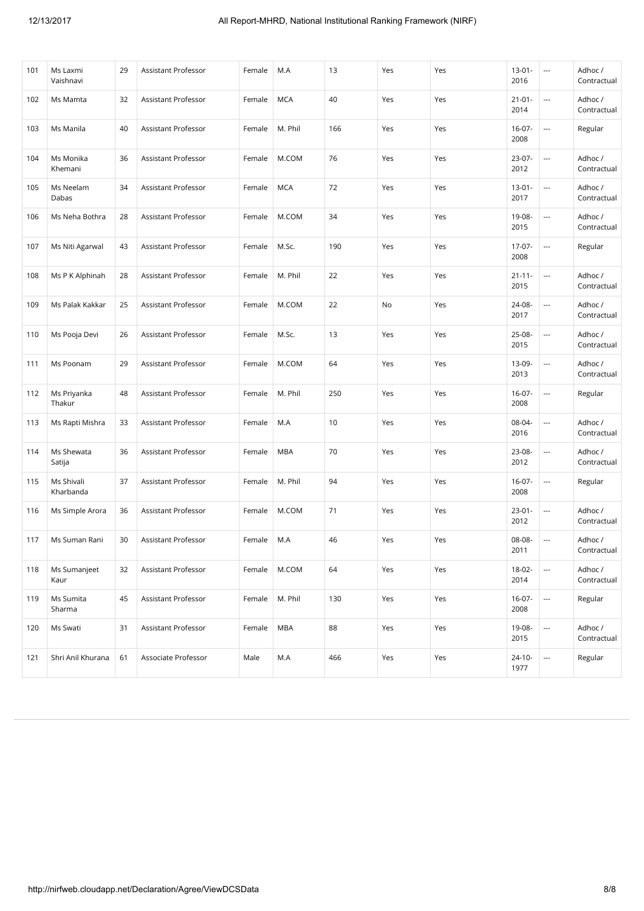| | | | | | | | | | | | |
|---|---|---|---|---|---|---|---|---|---|---|---|
| 101 | Ms Laxmi Vaishnavi | 29 | Assistant Professor | Female | M.A | 13 | Yes | Yes | 13-01-2016 | --- | Adhoc / Contractual |
| 102 | Ms Mamta | 32 | Assistant Professor | Female | MCA | 40 | Yes | Yes | 21-01-2014 | --- | Adhoc / Contractual |
| 103 | Ms Manila | 40 | Assistant Professor | Female | M. Phil | 166 | Yes | Yes | 16-07-2008 | --- | Regular |
| 104 | Ms Monika Khemani | 36 | Assistant Professor | Female | M.COM | 76 | Yes | Yes | 23-07-2012 | --- | Adhoc / Contractual |
| 105 | Ms Neelam Dabas | 34 | Assistant Professor | Female | MCA | 72 | Yes | Yes | 13-01-2017 | --- | Adhoc / Contractual |
| 106 | Ms Neha Bothra | 28 | Assistant Professor | Female | M.COM | 34 | Yes | Yes | 19-08-2015 | --- | Adhoc / Contractual |
| 107 | Ms Niti Agarwal | 43 | Assistant Professor | Female | M.Sc. | 190 | Yes | Yes | 17-07-2008 | --- | Regular |
| 108 | Ms P K Alphinah | 28 | Assistant Professor | Female | M. Phil | 22 | Yes | Yes | 21-11-2015 | --- | Adhoc / Contractual |
| 109 | Ms Palak Kakkar | 25 | Assistant Professor | Female | M.COM | 22 | No | Yes | 24-08-2017 | --- | Adhoc / Contractual |
| 110 | Ms Pooja Devi | 26 | Assistant Professor | Female | M.Sc. | 13 | Yes | Yes | 25-08-2015 | --- | Adhoc / Contractual |
| 111 | Ms Poonam | 29 | Assistant Professor | Female | M.COM | 64 | Yes | Yes | 13-09-2013 | --- | Adhoc / Contractual |
| 112 | Ms Priyanka Thakur | 48 | Assistant Professor | Female | M. Phil | 250 | Yes | Yes | 16-07-2008 | --- | Regular |
| 113 | Ms Rapti Mishra | 33 | Assistant Professor | Female | M.A | 10 | Yes | Yes | 08-04-2016 | --- | Adhoc / Contractual |
| 114 | Ms Shewata Satija | 36 | Assistant Professor | Female | MBA | 70 | Yes | Yes | 23-08-2012 | --- | Adhoc / Contractual |
| 115 | Ms Shivali Kharbanda | 37 | Assistant Professor | Female | M. Phil | 94 | Yes | Yes | 16-07-2008 | --- | Regular |
| 116 | Ms Simple Arora | 36 | Assistant Professor | Female | M.COM | 71 | Yes | Yes | 23-01-2012 | --- | Adhoc / Contractual |
| 117 | Ms Suman Rani | 30 | Assistant Professor | Female | M.A | 46 | Yes | Yes | 08-08-2011 | --- | Adhoc / Contractual |
| 118 | Ms Sumanjeet Kaur | 32 | Assistant Professor | Female | M.COM | 64 | Yes | Yes | 18-02-2014 | --- | Adhoc / Contractual |
| 119 | Ms Sumita Sharma | 45 | Assistant Professor | Female | M. Phil | 130 | Yes | Yes | 16-07-2008 | --- | Regular |
| 120 | Ms Swati | 31 | Assistant Professor | Female | MBA | 88 | Yes | Yes | 19-08-2015 | --- | Adhoc / Contractual |
| 121 | Shri Anil Khurana | 61 | Associate Professor | Male | M.A | 466 | Yes | Yes | 24-10-1977 | --- | Regular |